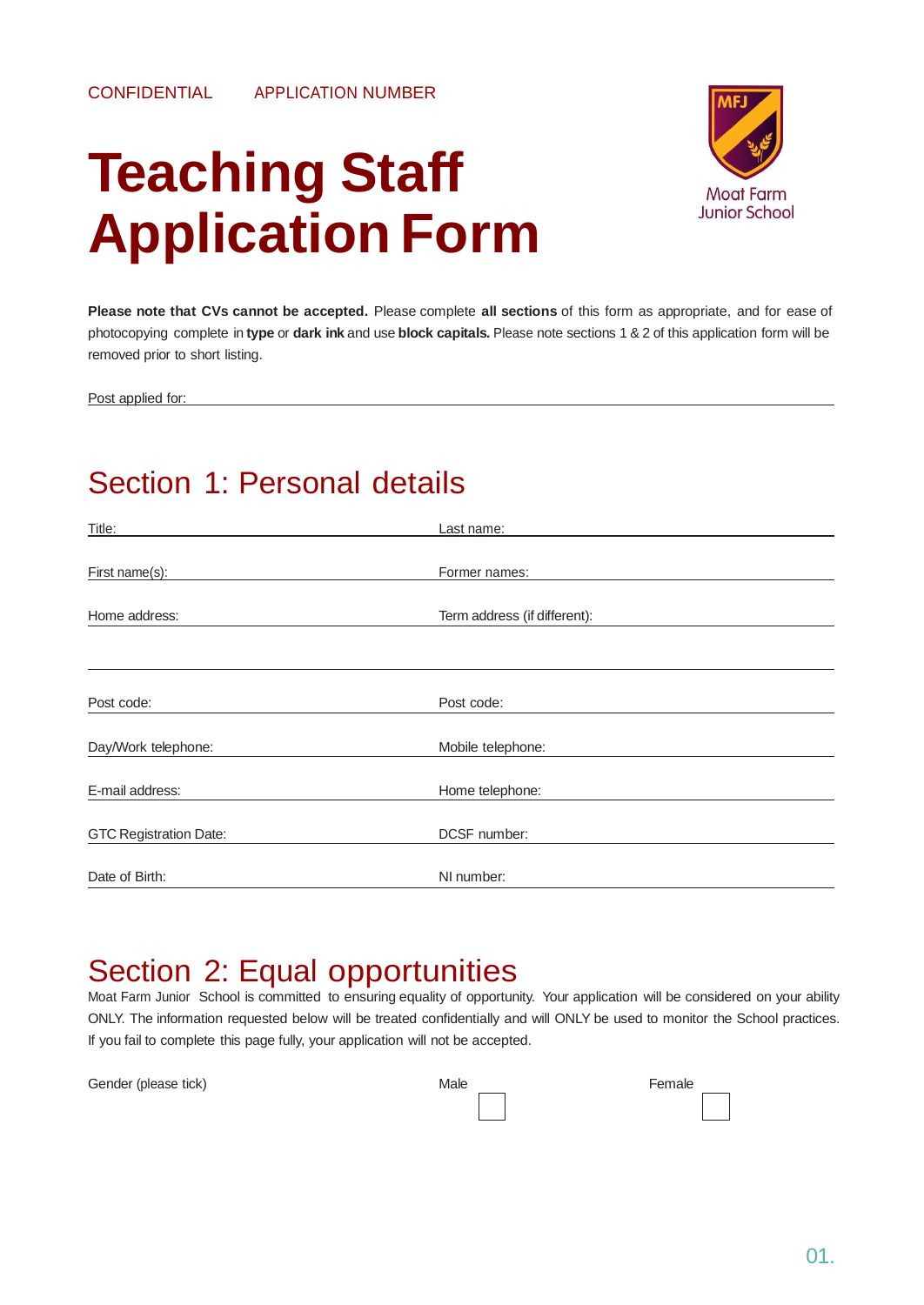CONFIDENTIAL APPLICATION NUMBER

# Teaching Staff Application Form

Moat Farm Junior School

**Please note that CVs cannot be accepted.** Please complete **all sections** of this form as appropriate, and for ease of photocopying complete in **type** or **dark ink** and use **block capitals.** Please note sections 1 & 2 of this application form will be removed prior to short listing.

Post applied for:

## Section 1: Personal details

| | |
|---|---|
| Title: | Last name: |
| First name(s): | Former names: |
| Home address: | Term address (if different): |
| | |
| Post code: | Post code: |
| Day/Work telephone: | Mobile telephone: |
| E-mail address: | Home telephone: |
| GTC Registration Date: | DCSF number: |
| Date of Birth: | NI number: |

## Section 2: Equal opportunities

Moat Farm Junior School is committed to ensuring equality of opportunity. Your application will be considered on your ability ONLY. The information requested below will be treated confidentially and will ONLY be used to monitor the School practices. If you fail to complete this page fully, your application will not be accepted.

Gender (please tick) Male ☐ Female ☐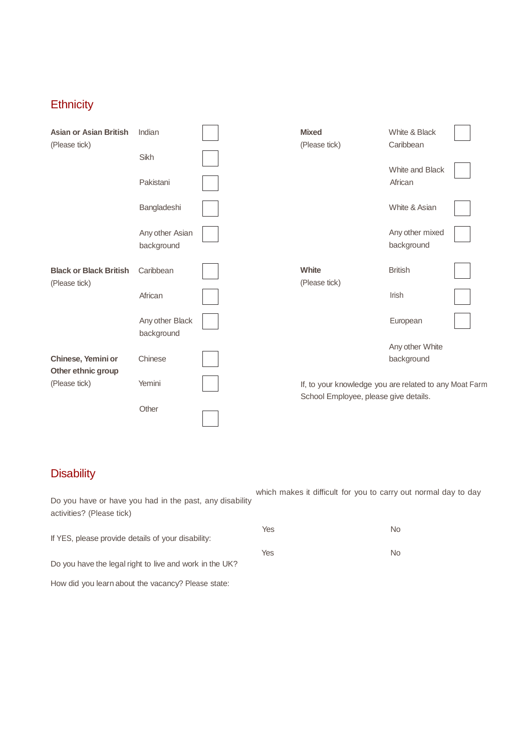## Ethnicity

| Group | Option | Tick |
|---|---|---|
| **Asian or Asian British** (Please tick) | Indian | ☐ |
| | Sikh | ☐ |
| | Pakistani | ☐ |
| | Bangladeshi | ☐ |
| | Any other Asian background | ☐ |
| **Black or Black British** (Please tick) | Caribbean | ☐ |
| | African | ☐ |
| | Any other Black background | ☐ |
| **Chinese, Yemini or Other ethnic group** (Please tick) | Chinese | ☐ |
| | Yemini | ☐ |
| | Other | ☐ |
| **Mixed** (Please tick) | White & Black Caribbean | ☐ |
| | White and Black African | ☐ |
| | White & Asian | ☐ |
| | Any other mixed background | ☐ |
| **White** (Please tick) | British | ☐ |
| | Irish | ☐ |
| | European | ☐ |
| | Any other White background | |

If, to your knowledge you are related to any Moat Farm School Employee, please give details.

## Disability

Do you have or have you had in the past, any disability which makes it difficult for you to carry out normal day to day activities? (Please tick)

Yes No

If YES, please provide details of your disability:

Do you have the legal right to live and work in the UK?

Yes No

How did you learn about the vacancy? Please state: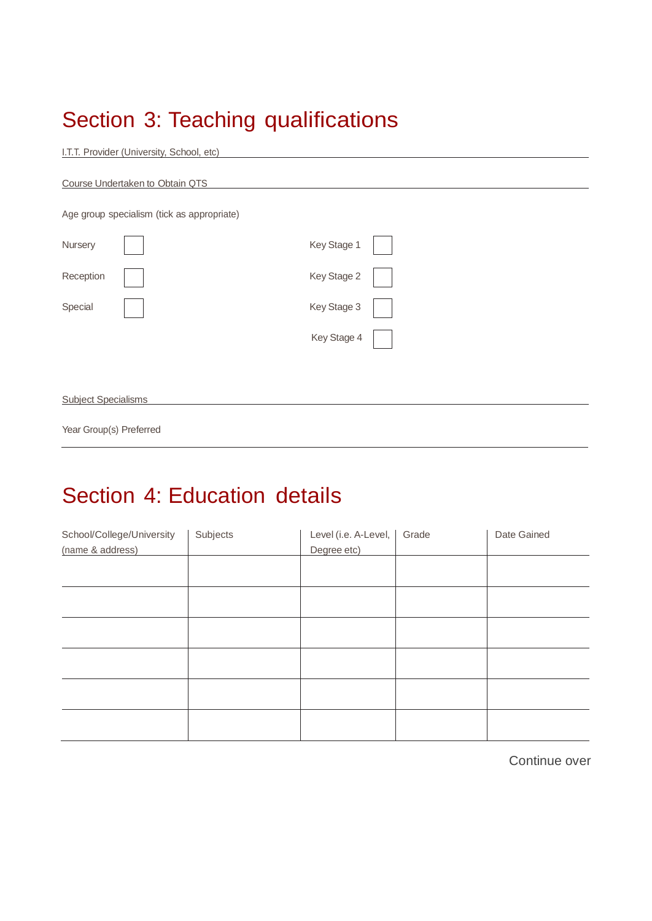# Section 3: Teaching qualifications

I.T.T. Provider (University, School, etc)

Course Undertaken to Obtain QTS

Age group specialism (tick as appropriate)

| | | | |
|---|---|---|---|
| Nursery | ☐ | Key Stage 1 | ☐ |
| Reception | ☐ | Key Stage 2 | ☐ |
| Special | ☐ | Key Stage 3 | ☐ |
| | | Key Stage 4 | ☐ |

Subject Specialisms

Year Group(s) Preferred

# Section 4: Education details

| School/College/University (name & address) | Subjects | Level (i.e. A-Level, Degree etc) | Grade | Date Gained |
|---|---|---|---|---|
| | | | | |
| | | | | |
| | | | | |
| | | | | |
| | | | | |
| | | | | |

Continue over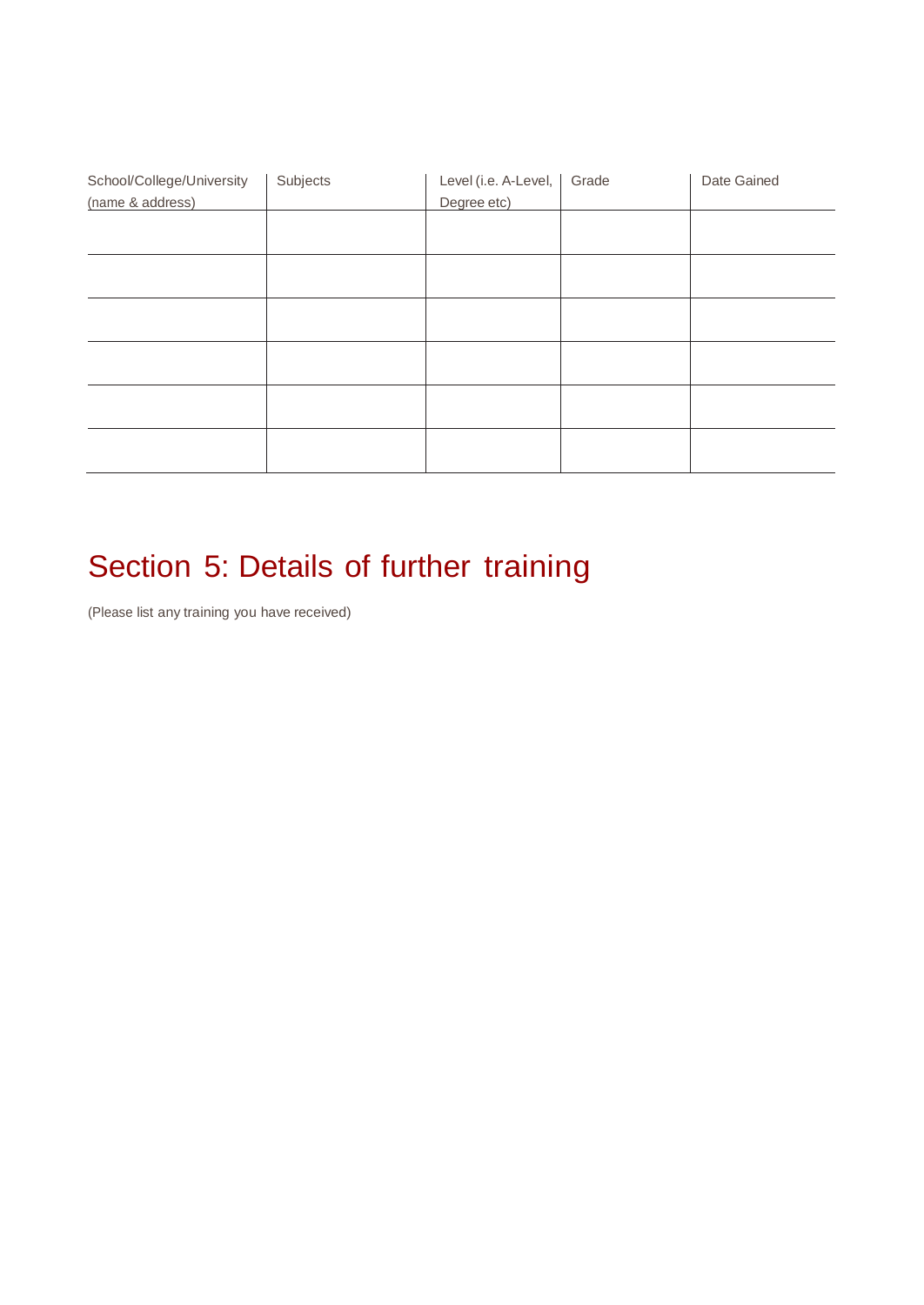| School/College/University (name & address) | Subjects | Level (i.e. A-Level, Degree etc) | Grade | Date Gained |
|---|---|---|---|---|
| | | | | |
| | | | | |
| | | | | |
| | | | | |
| | | | | |
| | | | | |

## Section 5: Details of further training

(Please list any training you have received)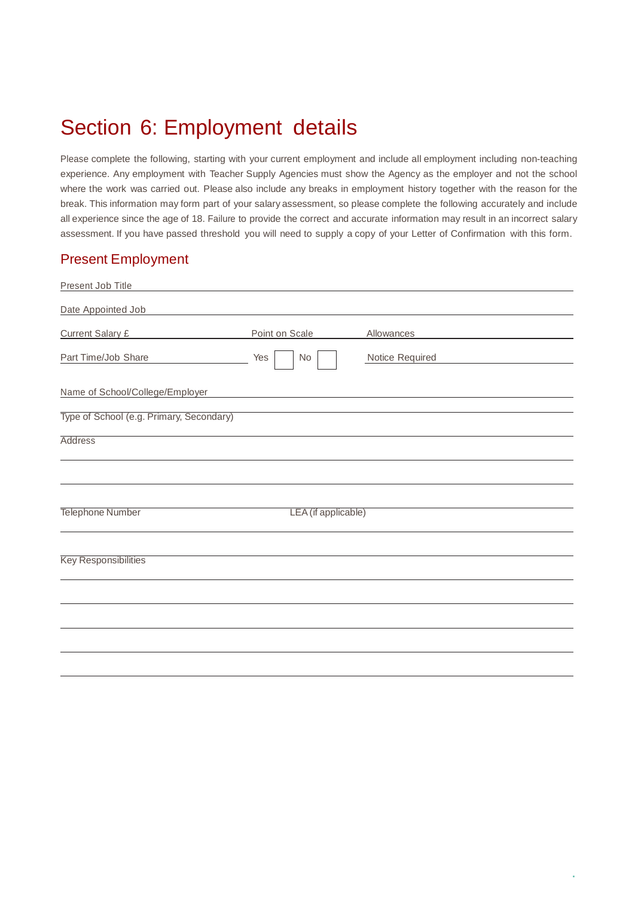# Section 6: Employment details

Please complete the following, starting with your current employment and include all employment including non-teaching experience. Any employment with Teacher Supply Agencies must show the Agency as the employer and not the school where the work was carried out. Please also include any breaks in employment history together with the reason for the break. This information may form part of your salary assessment, so please complete the following accurately and include all experience since the age of 18. Failure to provide the correct and accurate information may result in an incorrect salary assessment. If you have passed threshold you will need to supply a copy of your Letter of Confirmation with this form.

## Present Employment

Present Job Title

Date Appointed Job

Current Salary £ Point on Scale Allowances

Part Time/Job Share Yes ☐ No ☐ Notice Required

Name of School/College/Employer

Type of School (e.g. Primary, Secondary)

Address

Telephone Number LEA (if applicable)

Key Responsibilities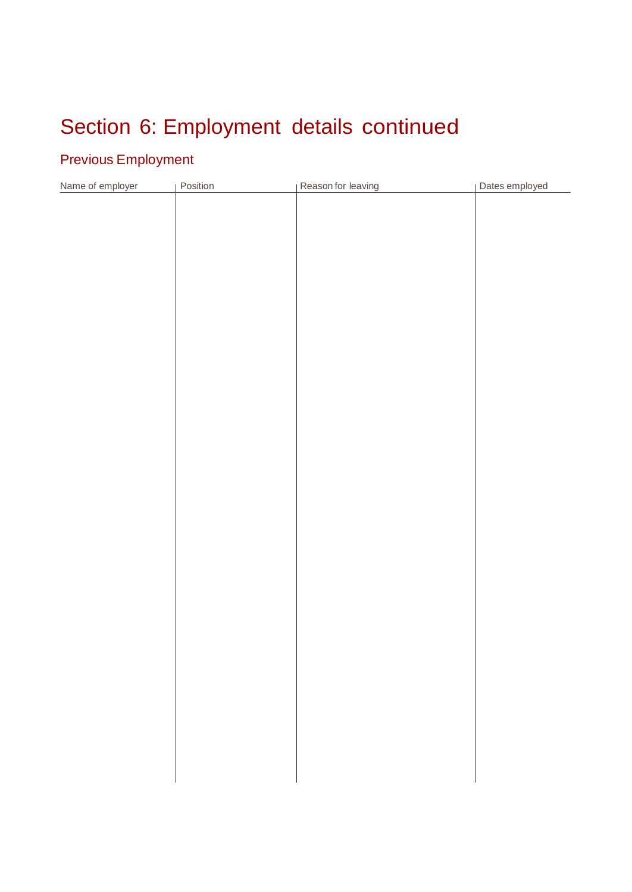# Section 6: Employment details continued

## Previous Employment

| Name of employer | Position | Reason for leaving | Dates employed |
|---|---|---|---|
| | | | |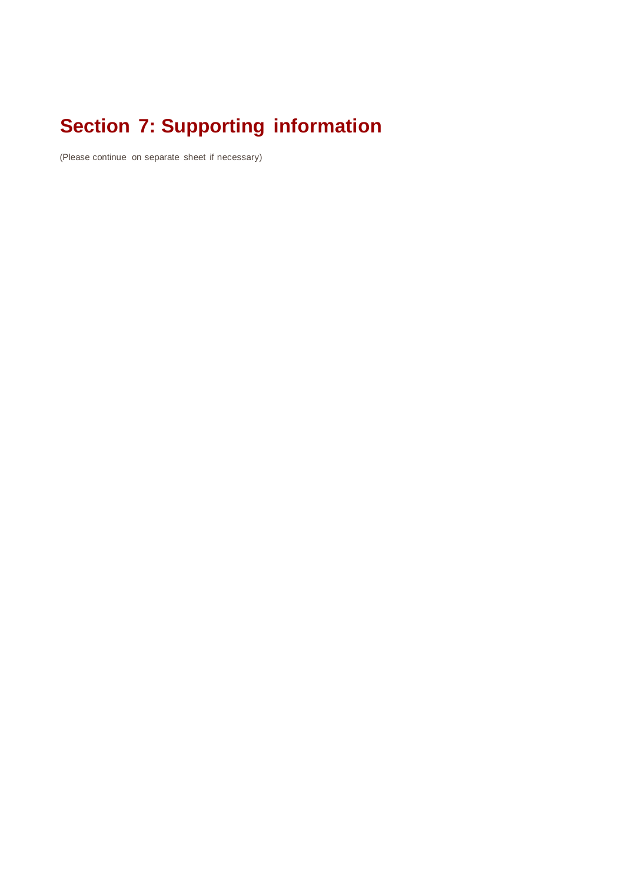# Section 7: Supporting information

(Please continue on separate sheet if necessary)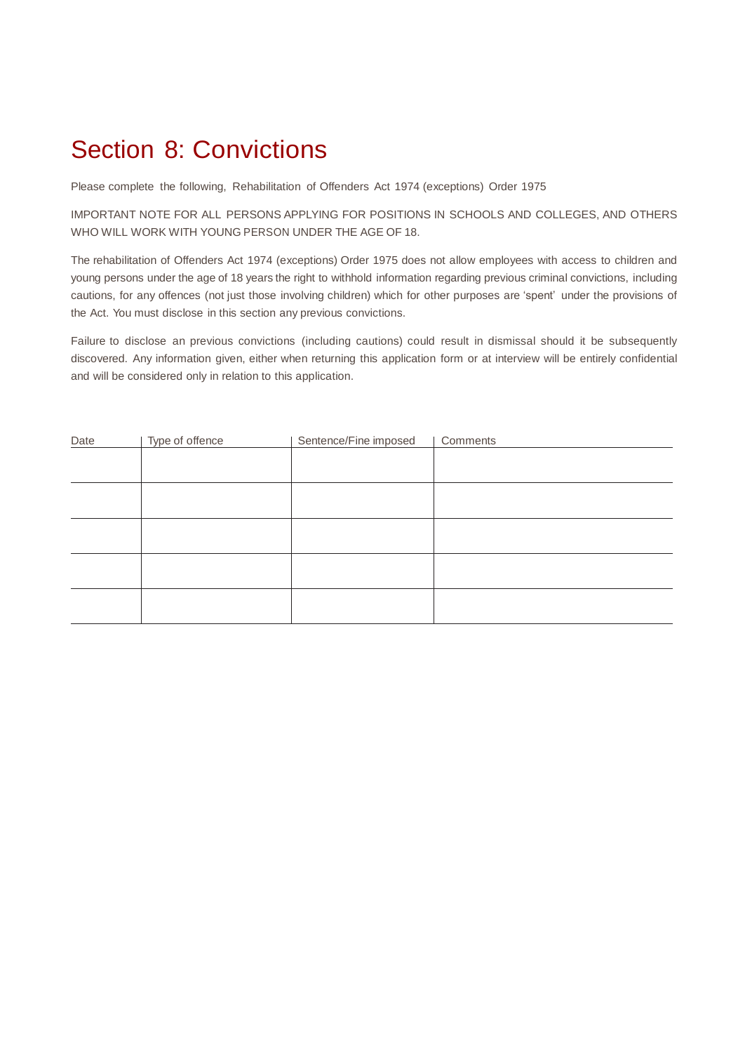# Section 8: Convictions

Please complete the following, Rehabilitation of Offenders Act 1974 (exceptions) Order 1975

IMPORTANT NOTE FOR ALL PERSONS APPLYING FOR POSITIONS IN SCHOOLS AND COLLEGES, AND OTHERS WHO WILL WORK WITH YOUNG PERSON UNDER THE AGE OF 18.

The rehabilitation of Offenders Act 1974 (exceptions) Order 1975 does not allow employees with access to children and young persons under the age of 18 years the right to withhold information regarding previous criminal convictions, including cautions, for any offences (not just those involving children) which for other purposes are 'spent' under the provisions of the Act. You must disclose in this section any previous convictions.

Failure to disclose an previous convictions (including cautions) could result in dismissal should it be subsequently discovered. Any information given, either when returning this application form or at interview will be entirely confidential and will be considered only in relation to this application.

| Date | Type of offence | Sentence/Fine imposed | Comments |
|---|---|---|---|
| | | | |
| | | | |
| | | | |
| | | | |
| | | | |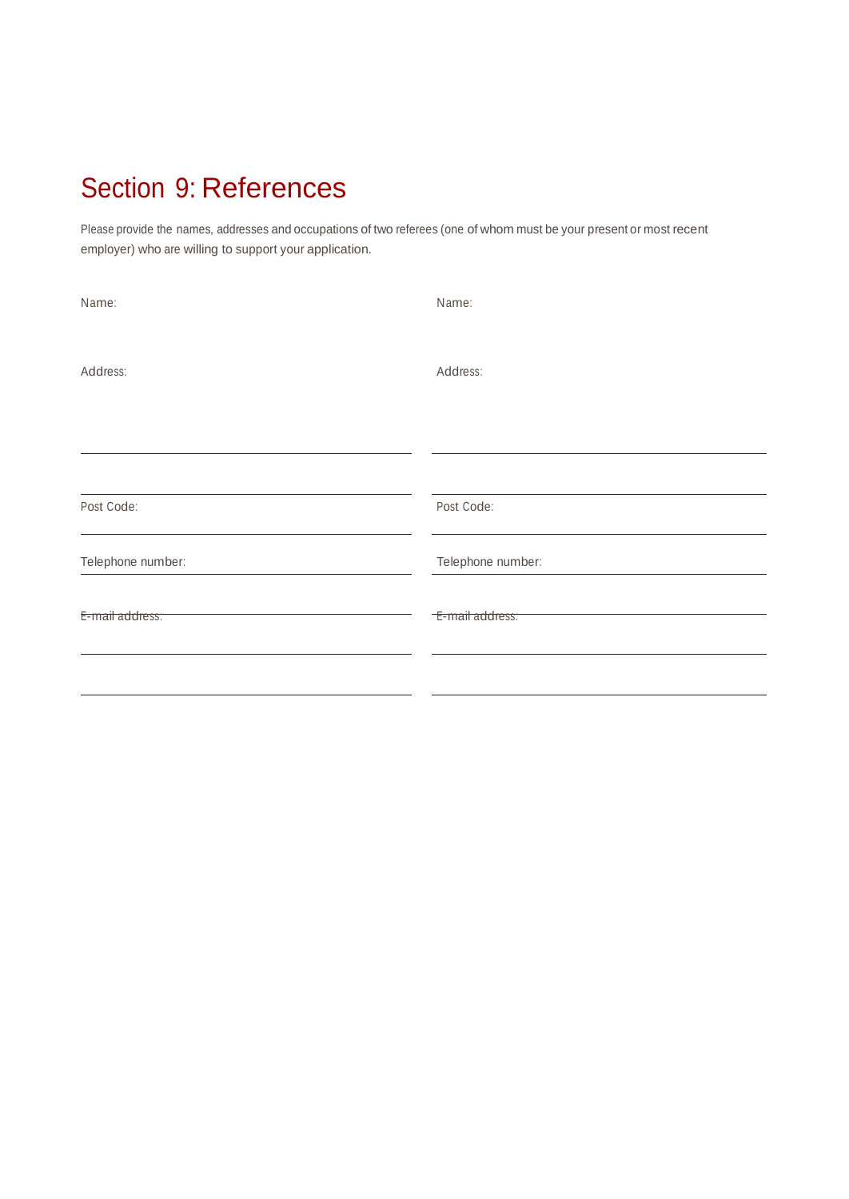# Section 9: References

Please provide the names, addresses and occupations of two referees (one of whom must be your present or most recent employer) who are willing to support your application.

| Referee 1 | Referee 2 |
|---|---|
| Name: | Name: |
| Address: | Address: |
| | |
| | |
| Post Code: | Post Code: |
| Telephone number: | Telephone number: |
| E-mail address: | E-mail address: |
| | |
| | |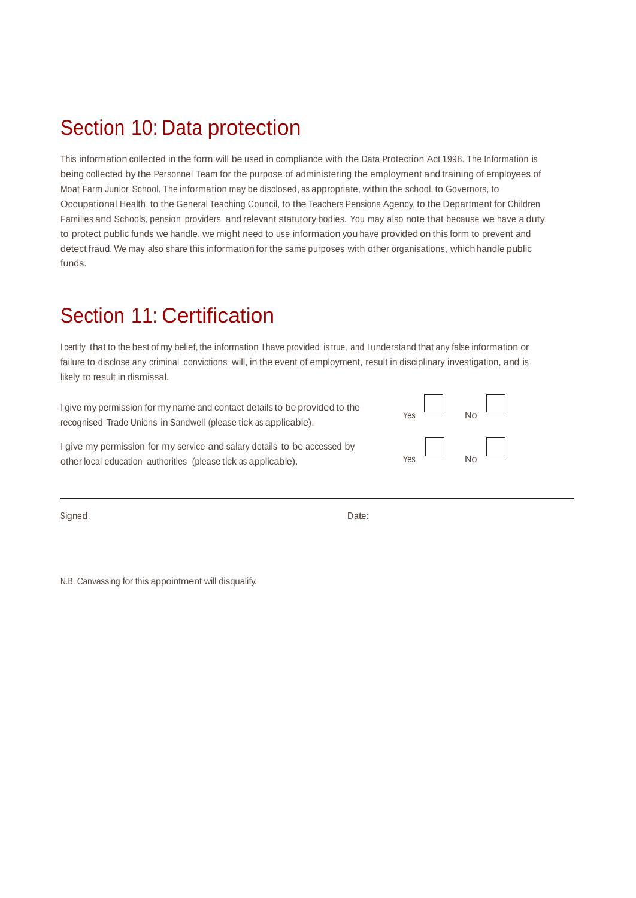## Section 10: Data protection

This information collected in the form will be used in compliance with the Data Protection Act 1998. The Information is being collected by the Personnel Team for the purpose of administering the employment and training of employees of Moat Farm Junior School. The information may be disclosed, as appropriate, within the school, to Governors, to Occupational Health, to the General Teaching Council, to the Teachers Pensions Agency, to the Department for Children Families and Schools, pension providers and relevant statutory bodies. You may also note that because we have a duty to protect public funds we handle, we might need to use information you have provided on this form to prevent and detect fraud. We may also share this information for the same purposes with other organisations, which handle public funds.

## Section 11: Certification

I certify that to the best of my belief, the information I have provided is true, and I understand that any false information or failure to disclose any criminal convictions will, in the event of employment, result in disciplinary investigation, and is likely to result in dismissal.

| | | |
|---|---|---|
| I give my permission for my name and contact details to be provided to the recognised Trade Unions in Sandwell (please tick as applicable). | Yes ☐ | No ☐ |
| I give my permission for my service and salary details to be accessed by other local education authorities (please tick as applicable). | Yes ☐ | No ☐ |

---

Signed: Date:

N.B. Canvassing for this appointment will disqualify.